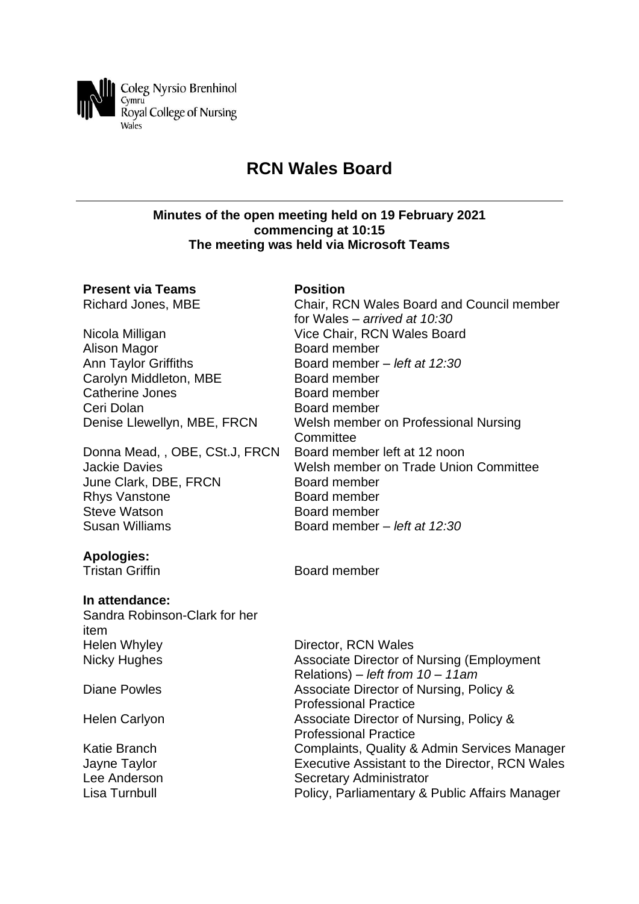Coleg Nyrsio Brenhinol
Cymru
Royal College of Nursing
Wales

# RCN Wales Board

**Minutes of the open meeting held on 19 February 2021**
**commencing at 10:15**
**The meeting was held via Microsoft Teams**

| **Present via Teams** | **Position** |
|---|---|
| Richard Jones, MBE | Chair, RCN Wales Board and Council member for Wales – *arrived at 10:30* |
| Nicola Milligan | Vice Chair, RCN Wales Board |
| Alison Magor | Board member |
| Ann Taylor Griffiths | Board member – *left at 12:30* |
| Carolyn Middleton, MBE | Board member |
| Catherine Jones | Board member |
| Ceri Dolan | Board member |
| Denise Llewellyn, MBE, FRCN | Welsh member on Professional Nursing Committee |
| Donna Mead, , OBE, CSt.J, FRCN | Board member left at 12 noon |
| Jackie Davies | Welsh member on Trade Union Committee |
| June Clark, DBE, FRCN | Board member |
| Rhys Vanstone | Board member |
| Steve Watson | Board member |
| Susan Williams | Board member – *left at 12:30* |

**Apologies:**

| | |
|---|---|
| Tristan Griffin | Board member |

**In attendance:**

| | |
|---|---|
| Sandra Robinson-Clark for her item | |
| Helen Whyley | Director, RCN Wales |
| Nicky Hughes | Associate Director of Nursing (Employment Relations) – *left from 10 – 11am* |
| Diane Powles | Associate Director of Nursing, Policy & Professional Practice |
| Helen Carlyon | Associate Director of Nursing, Policy & Professional Practice |
| Katie Branch | Complaints, Quality & Admin Services Manager |
| Jayne Taylor | Executive Assistant to the Director, RCN Wales |
| Lee Anderson | Secretary Administrator |
| Lisa Turnbull | Policy, Parliamentary & Public Affairs Manager |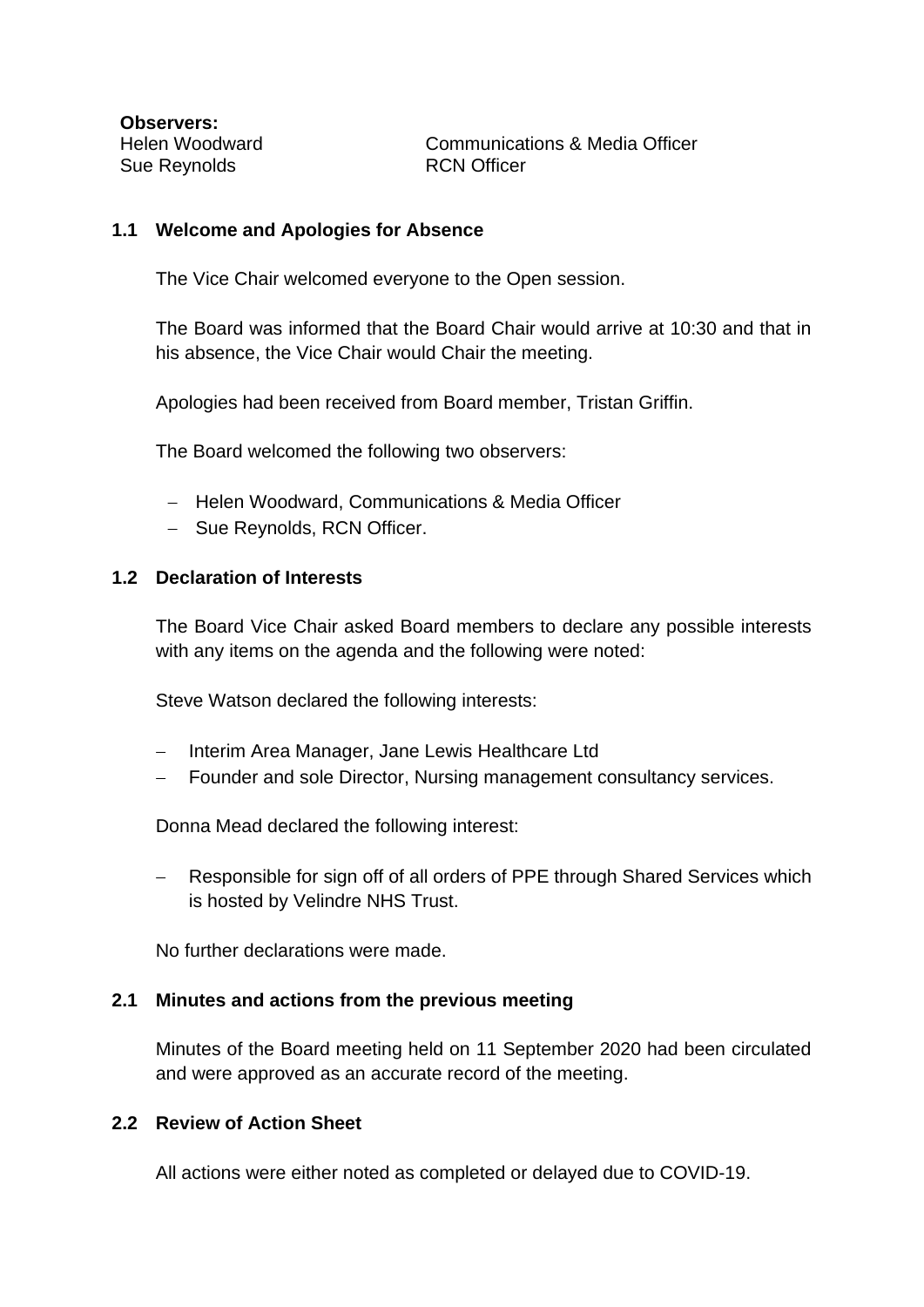**Observers:**

| | |
|---|---|
| Helen Woodward | Communications & Media Officer |
| Sue Reynolds | RCN Officer |

### 1.1 Welcome and Apologies for Absence

The Vice Chair welcomed everyone to the Open session.

The Board was informed that the Board Chair would arrive at 10:30 and that in his absence, the Vice Chair would Chair the meeting.

Apologies had been received from Board member, Tristan Griffin.

The Board welcomed the following two observers:

- Helen Woodward, Communications & Media Officer
- Sue Reynolds, RCN Officer.

### 1.2 Declaration of Interests

The Board Vice Chair asked Board members to declare any possible interests with any items on the agenda and the following were noted:

Steve Watson declared the following interests:

- Interim Area Manager, Jane Lewis Healthcare Ltd
- Founder and sole Director, Nursing management consultancy services.

Donna Mead declared the following interest:

- Responsible for sign off of all orders of PPE through Shared Services which is hosted by Velindre NHS Trust.

No further declarations were made.

### 2.1 Minutes and actions from the previous meeting

Minutes of the Board meeting held on 11 September 2020 had been circulated and were approved as an accurate record of the meeting.

### 2.2 Review of Action Sheet

All actions were either noted as completed or delayed due to COVID-19.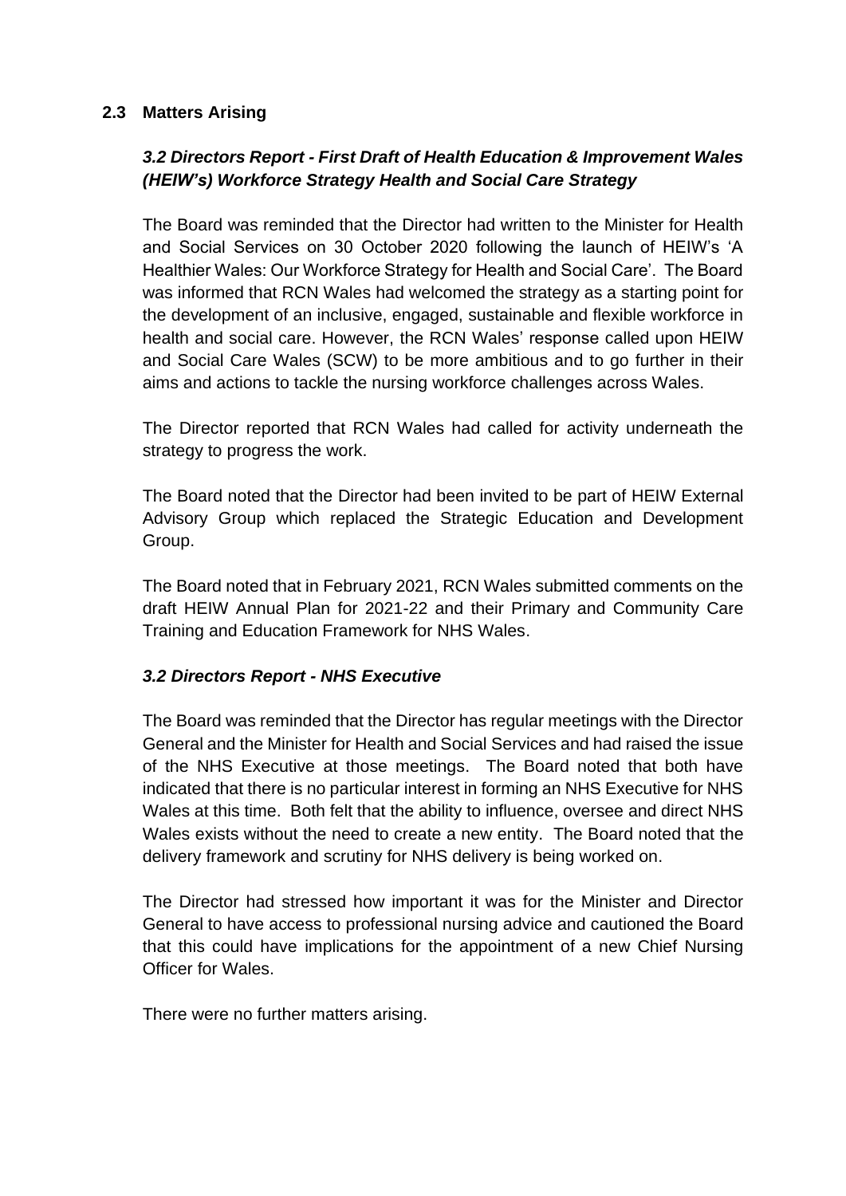## 2.3 Matters Arising

### *3.2 Directors Report - First Draft of Health Education & Improvement Wales (HEIW's) Workforce Strategy Health and Social Care Strategy*

The Board was reminded that the Director had written to the Minister for Health and Social Services on 30 October 2020 following the launch of HEIW's 'A Healthier Wales: Our Workforce Strategy for Health and Social Care'. The Board was informed that RCN Wales had welcomed the strategy as a starting point for the development of an inclusive, engaged, sustainable and flexible workforce in health and social care. However, the RCN Wales' response called upon HEIW and Social Care Wales (SCW) to be more ambitious and to go further in their aims and actions to tackle the nursing workforce challenges across Wales.

The Director reported that RCN Wales had called for activity underneath the strategy to progress the work.

The Board noted that the Director had been invited to be part of HEIW External Advisory Group which replaced the Strategic Education and Development Group.

The Board noted that in February 2021, RCN Wales submitted comments on the draft HEIW Annual Plan for 2021-22 and their Primary and Community Care Training and Education Framework for NHS Wales.

### *3.2 Directors Report - NHS Executive*

The Board was reminded that the Director has regular meetings with the Director General and the Minister for Health and Social Services and had raised the issue of the NHS Executive at those meetings. The Board noted that both have indicated that there is no particular interest in forming an NHS Executive for NHS Wales at this time. Both felt that the ability to influence, oversee and direct NHS Wales exists without the need to create a new entity. The Board noted that the delivery framework and scrutiny for NHS delivery is being worked on.

The Director had stressed how important it was for the Minister and Director General to have access to professional nursing advice and cautioned the Board that this could have implications for the appointment of a new Chief Nursing Officer for Wales.

There were no further matters arising.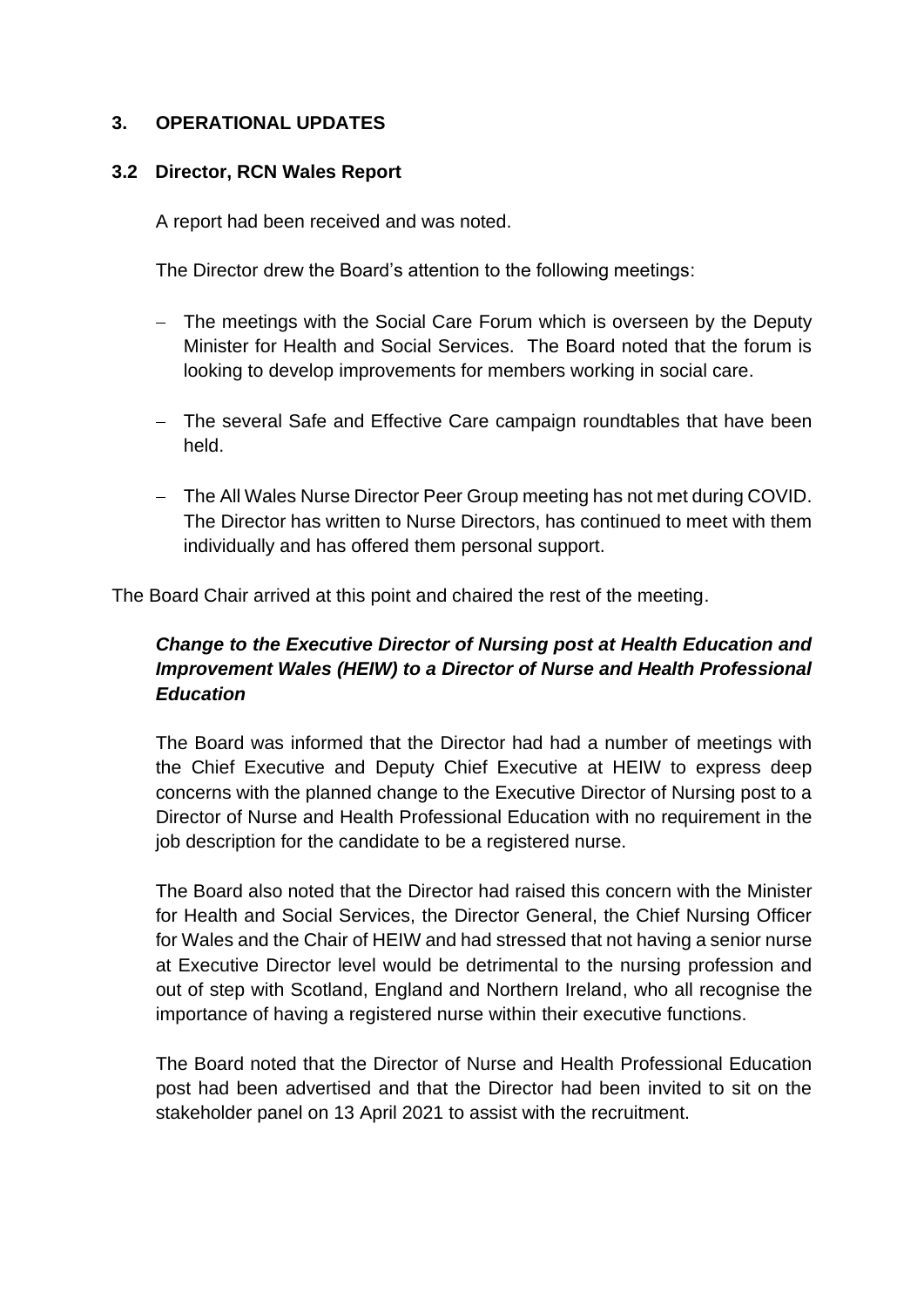## 3. OPERATIONAL UPDATES

### 3.2 Director, RCN Wales Report

A report had been received and was noted.

The Director drew the Board's attention to the following meetings:

- The meetings with the Social Care Forum which is overseen by the Deputy Minister for Health and Social Services. The Board noted that the forum is looking to develop improvements for members working in social care.
- The several Safe and Effective Care campaign roundtables that have been held.
- The All Wales Nurse Director Peer Group meeting has not met during COVID. The Director has written to Nurse Directors, has continued to meet with them individually and has offered them personal support.

The Board Chair arrived at this point and chaired the rest of the meeting.

***Change to the Executive Director of Nursing post at Health Education and Improvement Wales (HEIW) to a Director of Nurse and Health Professional Education***

The Board was informed that the Director had had a number of meetings with the Chief Executive and Deputy Chief Executive at HEIW to express deep concerns with the planned change to the Executive Director of Nursing post to a Director of Nurse and Health Professional Education with no requirement in the job description for the candidate to be a registered nurse.

The Board also noted that the Director had raised this concern with the Minister for Health and Social Services, the Director General, the Chief Nursing Officer for Wales and the Chair of HEIW and had stressed that not having a senior nurse at Executive Director level would be detrimental to the nursing profession and out of step with Scotland, England and Northern Ireland, who all recognise the importance of having a registered nurse within their executive functions.

The Board noted that the Director of Nurse and Health Professional Education post had been advertised and that the Director had been invited to sit on the stakeholder panel on 13 April 2021 to assist with the recruitment.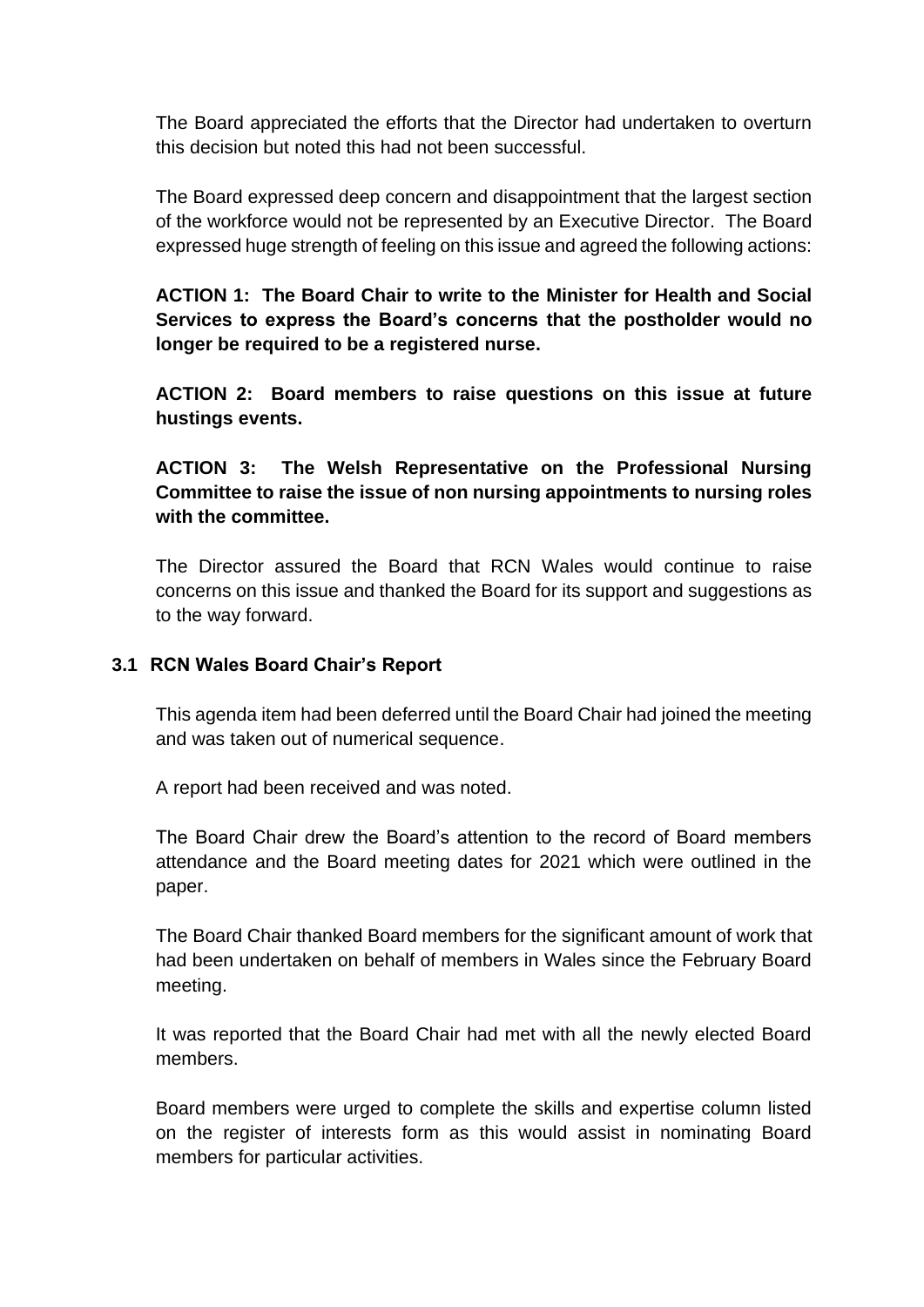The Board appreciated the efforts that the Director had undertaken to overturn this decision but noted this had not been successful.

The Board expressed deep concern and disappointment that the largest section of the workforce would not be represented by an Executive Director. The Board expressed huge strength of feeling on this issue and agreed the following actions:

**ACTION 1: The Board Chair to write to the Minister for Health and Social Services to express the Board's concerns that the postholder would no longer be required to be a registered nurse.**

**ACTION 2: Board members to raise questions on this issue at future hustings events.**

**ACTION 3: The Welsh Representative on the Professional Nursing Committee to raise the issue of non nursing appointments to nursing roles with the committee.**

The Director assured the Board that RCN Wales would continue to raise concerns on this issue and thanked the Board for its support and suggestions as to the way forward.

### 3.1 RCN Wales Board Chair's Report

This agenda item had been deferred until the Board Chair had joined the meeting and was taken out of numerical sequence.

A report had been received and was noted.

The Board Chair drew the Board's attention to the record of Board members attendance and the Board meeting dates for 2021 which were outlined in the paper.

The Board Chair thanked Board members for the significant amount of work that had been undertaken on behalf of members in Wales since the February Board meeting.

It was reported that the Board Chair had met with all the newly elected Board members.

Board members were urged to complete the skills and expertise column listed on the register of interests form as this would assist in nominating Board members for particular activities.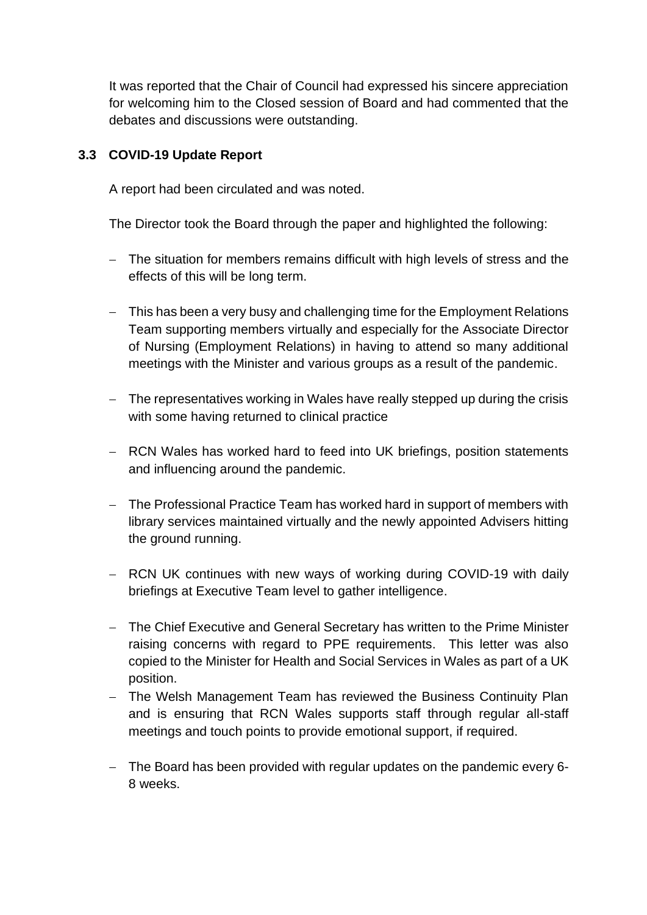It was reported that the Chair of Council had expressed his sincere appreciation for welcoming him to the Closed session of Board and had commented that the debates and discussions were outstanding.

### 3.3 COVID-19 Update Report

A report had been circulated and was noted.

The Director took the Board through the paper and highlighted the following:

- The situation for members remains difficult with high levels of stress and the effects of this will be long term.
- This has been a very busy and challenging time for the Employment Relations Team supporting members virtually and especially for the Associate Director of Nursing (Employment Relations) in having to attend so many additional meetings with the Minister and various groups as a result of the pandemic.
- The representatives working in Wales have really stepped up during the crisis with some having returned to clinical practice
- RCN Wales has worked hard to feed into UK briefings, position statements and influencing around the pandemic.
- The Professional Practice Team has worked hard in support of members with library services maintained virtually and the newly appointed Advisers hitting the ground running.
- RCN UK continues with new ways of working during COVID-19 with daily briefings at Executive Team level to gather intelligence.
- The Chief Executive and General Secretary has written to the Prime Minister raising concerns with regard to PPE requirements. This letter was also copied to the Minister for Health and Social Services in Wales as part of a UK position.
- The Welsh Management Team has reviewed the Business Continuity Plan and is ensuring that RCN Wales supports staff through regular all-staff meetings and touch points to provide emotional support, if required.
- The Board has been provided with regular updates on the pandemic every 6-8 weeks.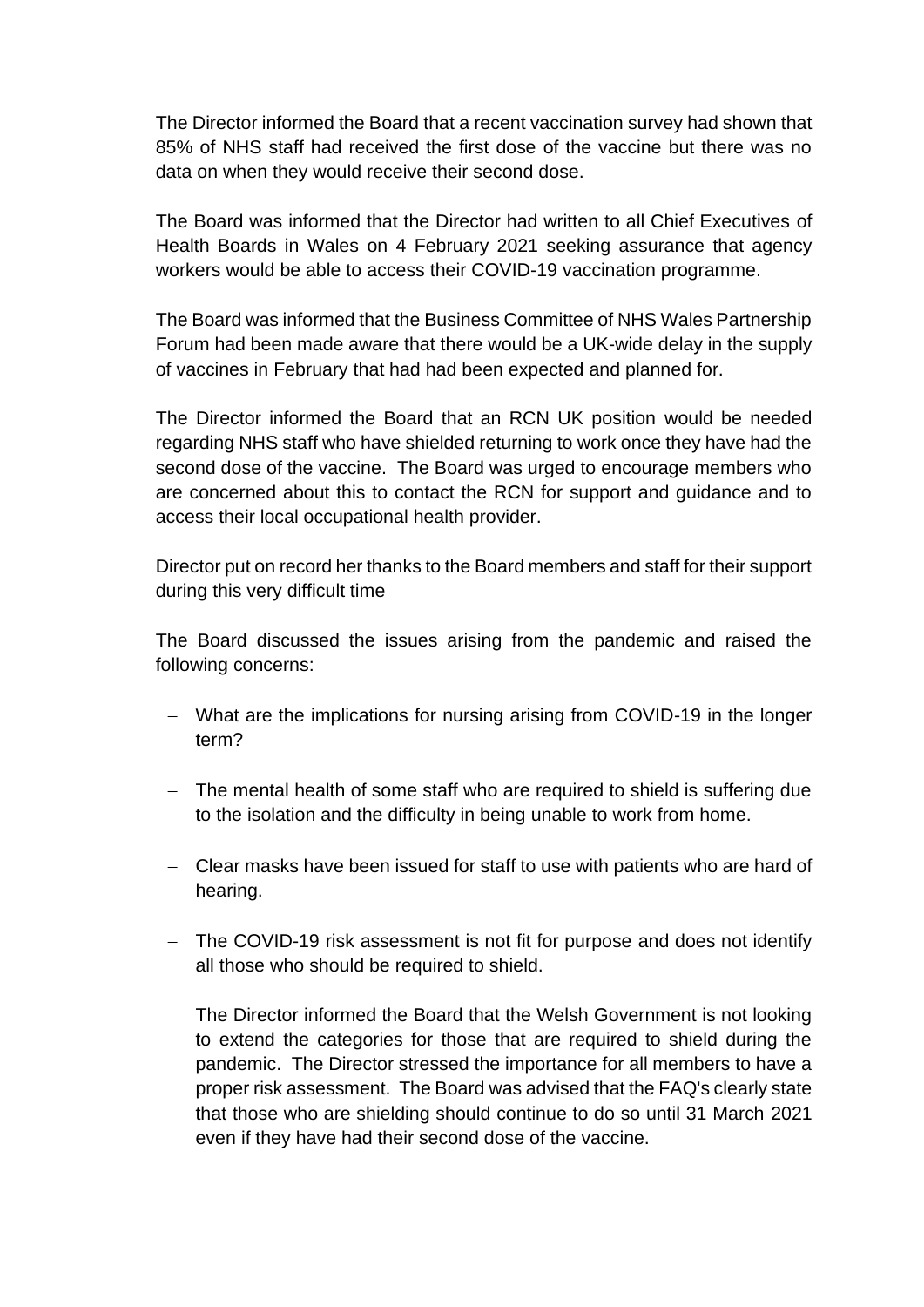The Director informed the Board that a recent vaccination survey had shown that 85% of NHS staff had received the first dose of the vaccine but there was no data on when they would receive their second dose.

The Board was informed that the Director had written to all Chief Executives of Health Boards in Wales on 4 February 2021 seeking assurance that agency workers would be able to access their COVID-19 vaccination programme.

The Board was informed that the Business Committee of NHS Wales Partnership Forum had been made aware that there would be a UK-wide delay in the supply of vaccines in February that had had been expected and planned for.

The Director informed the Board that an RCN UK position would be needed regarding NHS staff who have shielded returning to work once they have had the second dose of the vaccine. The Board was urged to encourage members who are concerned about this to contact the RCN for support and guidance and to access their local occupational health provider.

Director put on record her thanks to the Board members and staff for their support during this very difficult time

The Board discussed the issues arising from the pandemic and raised the following concerns:

- What are the implications for nursing arising from COVID-19 in the longer term?
- The mental health of some staff who are required to shield is suffering due to the isolation and the difficulty in being unable to work from home.
- Clear masks have been issued for staff to use with patients who are hard of hearing.
- The COVID-19 risk assessment is not fit for purpose and does not identify all those who should be required to shield.

  The Director informed the Board that the Welsh Government is not looking to extend the categories for those that are required to shield during the pandemic. The Director stressed the importance for all members to have a proper risk assessment. The Board was advised that the FAQ's clearly state that those who are shielding should continue to do so until 31 March 2021 even if they have had their second dose of the vaccine.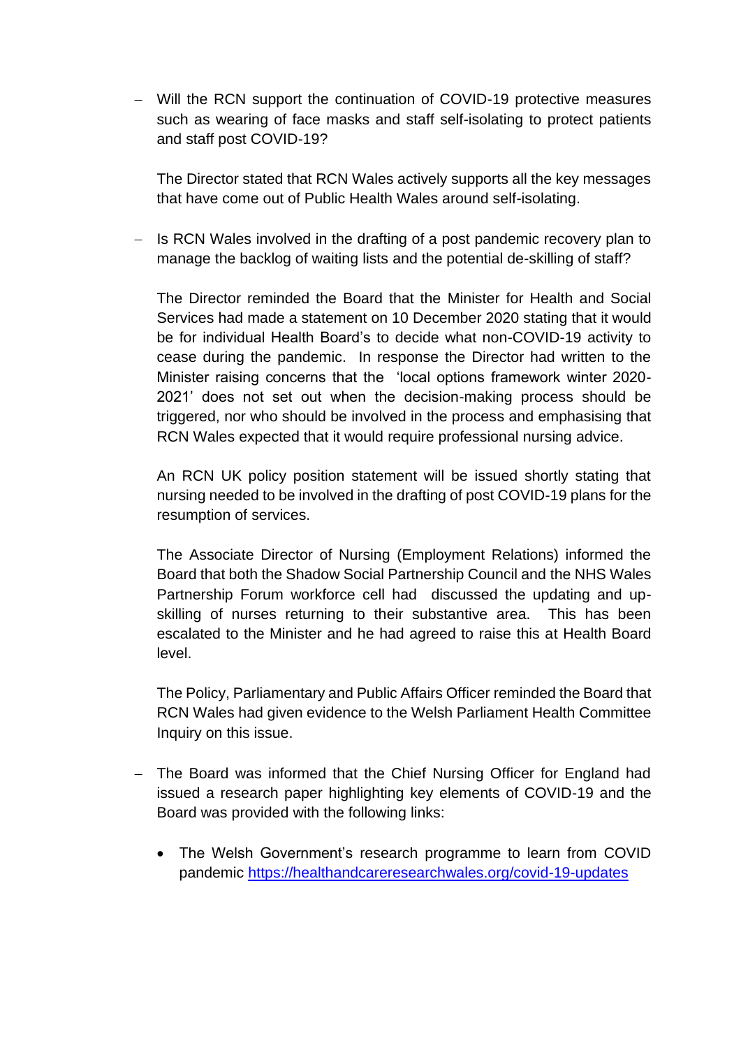- Will the RCN support the continuation of COVID-19 protective measures such as wearing of face masks and staff self-isolating to protect patients and staff post COVID-19?

  The Director stated that RCN Wales actively supports all the key messages that have come out of Public Health Wales around self-isolating.

- Is RCN Wales involved in the drafting of a post pandemic recovery plan to manage the backlog of waiting lists and the potential de-skilling of staff?

  The Director reminded the Board that the Minister for Health and Social Services had made a statement on 10 December 2020 stating that it would be for individual Health Board's to decide what non-COVID-19 activity to cease during the pandemic. In response the Director had written to the Minister raising concerns that the 'local options framework winter 2020-2021' does not set out when the decision-making process should be triggered, nor who should be involved in the process and emphasising that RCN Wales expected that it would require professional nursing advice.

  An RCN UK policy position statement will be issued shortly stating that nursing needed to be involved in the drafting of post COVID-19 plans for the resumption of services.

  The Associate Director of Nursing (Employment Relations) informed the Board that both the Shadow Social Partnership Council and the NHS Wales Partnership Forum workforce cell had discussed the updating and up-skilling of nurses returning to their substantive area. This has been escalated to the Minister and he had agreed to raise this at Health Board level.

  The Policy, Parliamentary and Public Affairs Officer reminded the Board that RCN Wales had given evidence to the Welsh Parliament Health Committee Inquiry on this issue.

- The Board was informed that the Chief Nursing Officer for England had issued a research paper highlighting key elements of COVID-19 and the Board was provided with the following links:

  - The Welsh Government's research programme to learn from COVID pandemic https://healthandcareresearchwales.org/covid-19-updates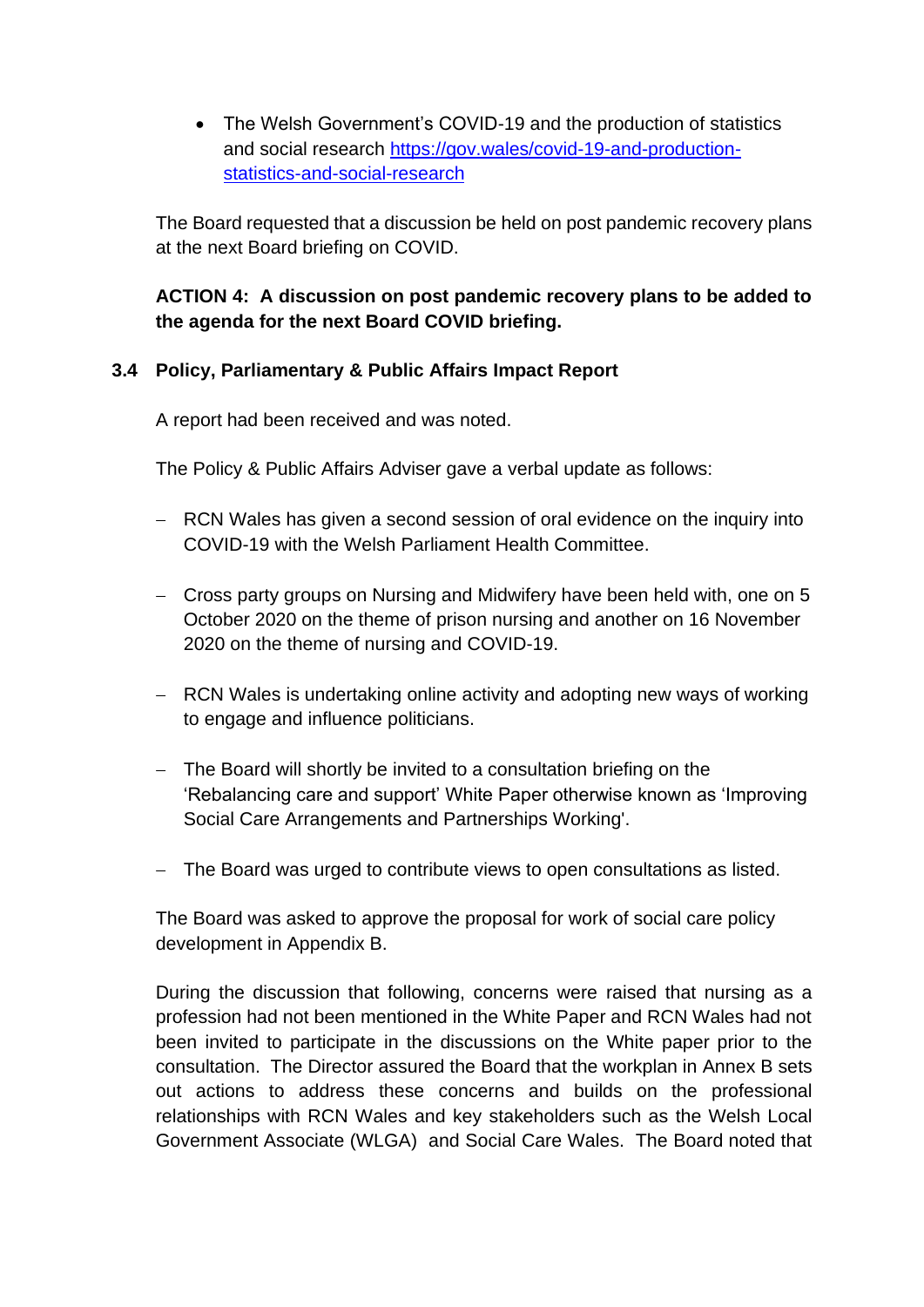- The Welsh Government's COVID-19 and the production of statistics and social research [https://gov.wales/covid-19-and-production-statistics-and-social-research](https://gov.wales/covid-19-and-production-statistics-and-social-research)

The Board requested that a discussion be held on post pandemic recovery plans at the next Board briefing on COVID.

**ACTION 4: A discussion on post pandemic recovery plans to be added to the agenda for the next Board COVID briefing.**

### 3.4 Policy, Parliamentary & Public Affairs Impact Report

A report had been received and was noted.

The Policy & Public Affairs Adviser gave a verbal update as follows:

- RCN Wales has given a second session of oral evidence on the inquiry into COVID-19 with the Welsh Parliament Health Committee.

- Cross party groups on Nursing and Midwifery have been held with, one on 5 October 2020 on the theme of prison nursing and another on 16 November 2020 on the theme of nursing and COVID-19.

- RCN Wales is undertaking online activity and adopting new ways of working to engage and influence politicians.

- The Board will shortly be invited to a consultation briefing on the 'Rebalancing care and support' White Paper otherwise known as 'Improving Social Care Arrangements and Partnerships Working'.

- The Board was urged to contribute views to open consultations as listed.

The Board was asked to approve the proposal for work of social care policy development in Appendix B.

During the discussion that following, concerns were raised that nursing as a profession had not been mentioned in the White Paper and RCN Wales had not been invited to participate in the discussions on the White paper prior to the consultation. The Director assured the Board that the workplan in Annex B sets out actions to address these concerns and builds on the professional relationships with RCN Wales and key stakeholders such as the Welsh Local Government Associate (WLGA) and Social Care Wales. The Board noted that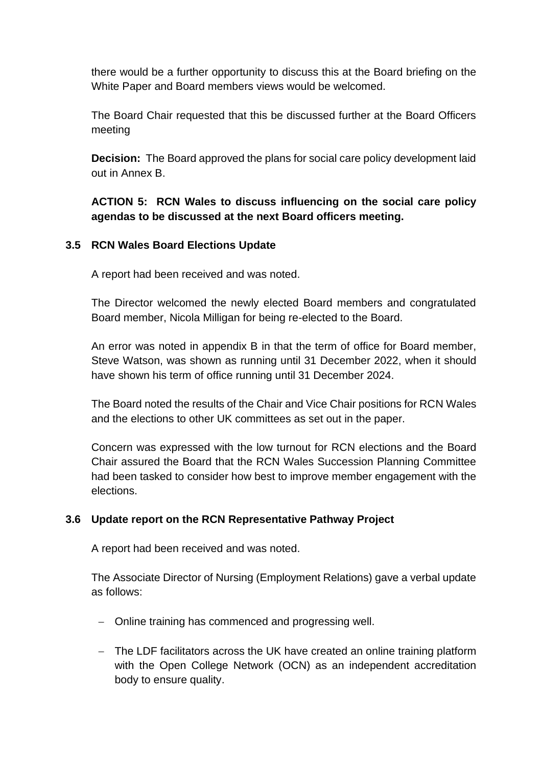there would be a further opportunity to discuss this at the Board briefing on the White Paper and Board members views would be welcomed.

The Board Chair requested that this be discussed further at the Board Officers meeting

**Decision:** The Board approved the plans for social care policy development laid out in Annex B.

**ACTION 5: RCN Wales to discuss influencing on the social care policy agendas to be discussed at the next Board officers meeting.**

### 3.5 RCN Wales Board Elections Update

A report had been received and was noted.

The Director welcomed the newly elected Board members and congratulated Board member, Nicola Milligan for being re-elected to the Board.

An error was noted in appendix B in that the term of office for Board member, Steve Watson, was shown as running until 31 December 2022, when it should have shown his term of office running until 31 December 2024.

The Board noted the results of the Chair and Vice Chair positions for RCN Wales and the elections to other UK committees as set out in the paper.

Concern was expressed with the low turnout for RCN elections and the Board Chair assured the Board that the RCN Wales Succession Planning Committee had been tasked to consider how best to improve member engagement with the elections.

### 3.6 Update report on the RCN Representative Pathway Project

A report had been received and was noted.

The Associate Director of Nursing (Employment Relations) gave a verbal update as follows:

- Online training has commenced and progressing well.
- The LDF facilitators across the UK have created an online training platform with the Open College Network (OCN) as an independent accreditation body to ensure quality.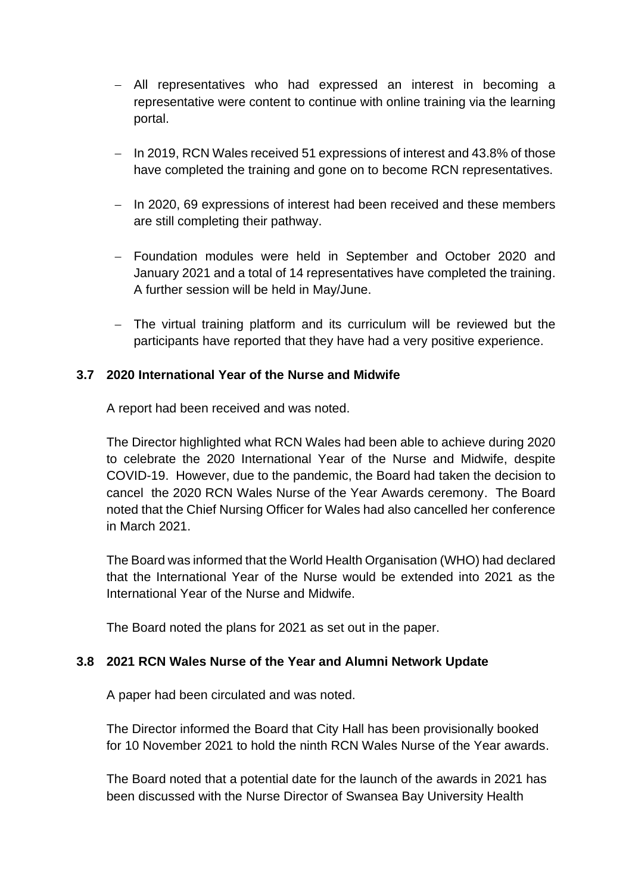- All representatives who had expressed an interest in becoming a representative were content to continue with online training via the learning portal.
- In 2019, RCN Wales received 51 expressions of interest and 43.8% of those have completed the training and gone on to become RCN representatives.
- In 2020, 69 expressions of interest had been received and these members are still completing their pathway.
- Foundation modules were held in September and October 2020 and January 2021 and a total of 14 representatives have completed the training. A further session will be held in May/June.
- The virtual training platform and its curriculum will be reviewed but the participants have reported that they have had a very positive experience.

### 3.7 2020 International Year of the Nurse and Midwife

A report had been received and was noted.

The Director highlighted what RCN Wales had been able to achieve during 2020 to celebrate the 2020 International Year of the Nurse and Midwife, despite COVID-19. However, due to the pandemic, the Board had taken the decision to cancel the 2020 RCN Wales Nurse of the Year Awards ceremony. The Board noted that the Chief Nursing Officer for Wales had also cancelled her conference in March 2021.

The Board was informed that the World Health Organisation (WHO) had declared that the International Year of the Nurse would be extended into 2021 as the International Year of the Nurse and Midwife.

The Board noted the plans for 2021 as set out in the paper.

### 3.8 2021 RCN Wales Nurse of the Year and Alumni Network Update

A paper had been circulated and was noted.

The Director informed the Board that City Hall has been provisionally booked for 10 November 2021 to hold the ninth RCN Wales Nurse of the Year awards.

The Board noted that a potential date for the launch of the awards in 2021 has been discussed with the Nurse Director of Swansea Bay University Health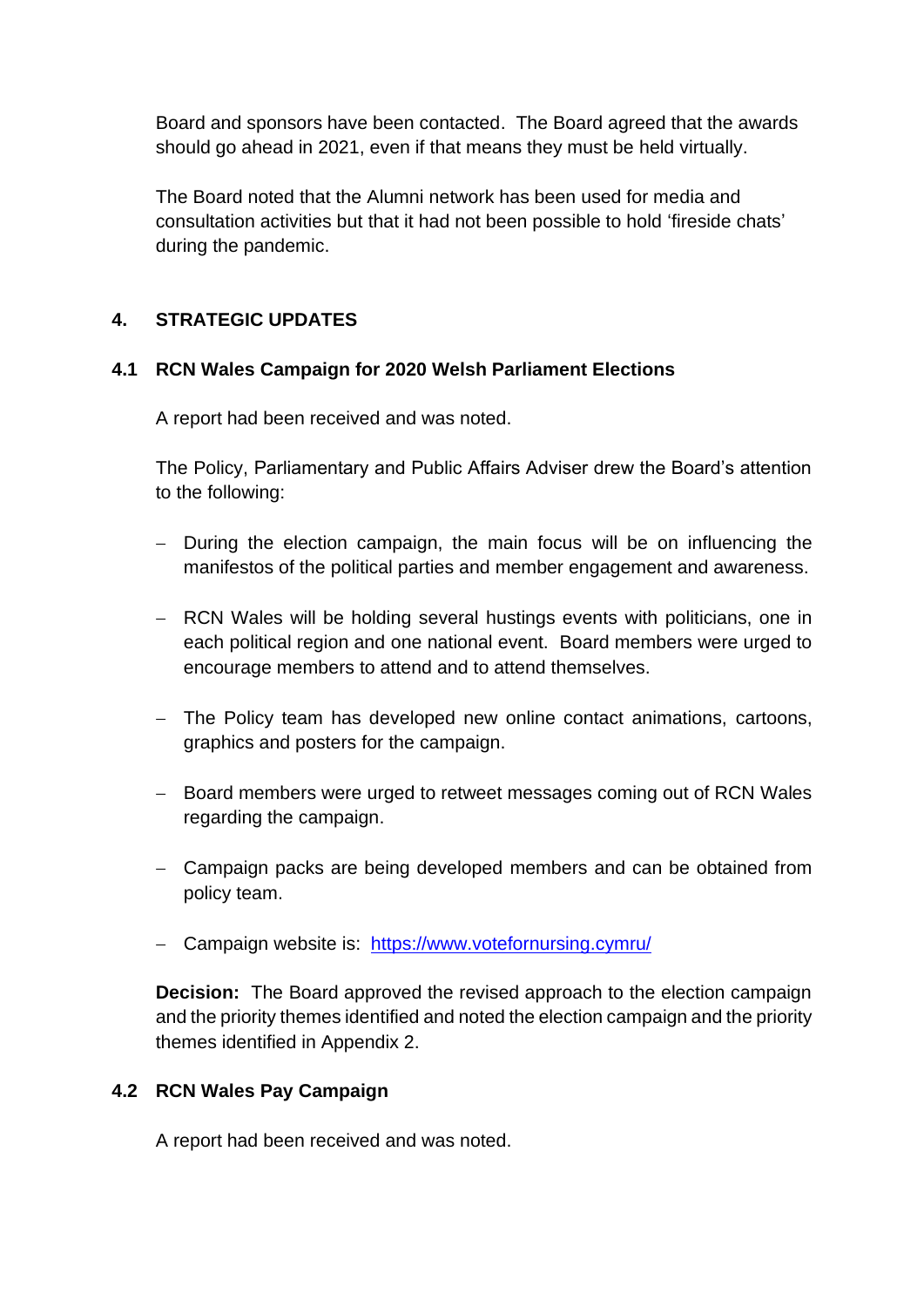Board and sponsors have been contacted. The Board agreed that the awards should go ahead in 2021, even if that means they must be held virtually.

The Board noted that the Alumni network has been used for media and consultation activities but that it had not been possible to hold 'fireside chats' during the pandemic.

## 4. STRATEGIC UPDATES

### 4.1 RCN Wales Campaign for 2020 Welsh Parliament Elections

A report had been received and was noted.

The Policy, Parliamentary and Public Affairs Adviser drew the Board's attention to the following:

- During the election campaign, the main focus will be on influencing the manifestos of the political parties and member engagement and awareness.
- RCN Wales will be holding several hustings events with politicians, one in each political region and one national event. Board members were urged to encourage members to attend and to attend themselves.
- The Policy team has developed new online contact animations, cartoons, graphics and posters for the campaign.
- Board members were urged to retweet messages coming out of RCN Wales regarding the campaign.
- Campaign packs are being developed members and can be obtained from policy team.
- Campaign website is: [https://www.votefornursing.cymru/](https://www.votefornursing.cymru/)

**Decision:** The Board approved the revised approach to the election campaign and the priority themes identified and noted the election campaign and the priority themes identified in Appendix 2.

### 4.2 RCN Wales Pay Campaign

A report had been received and was noted.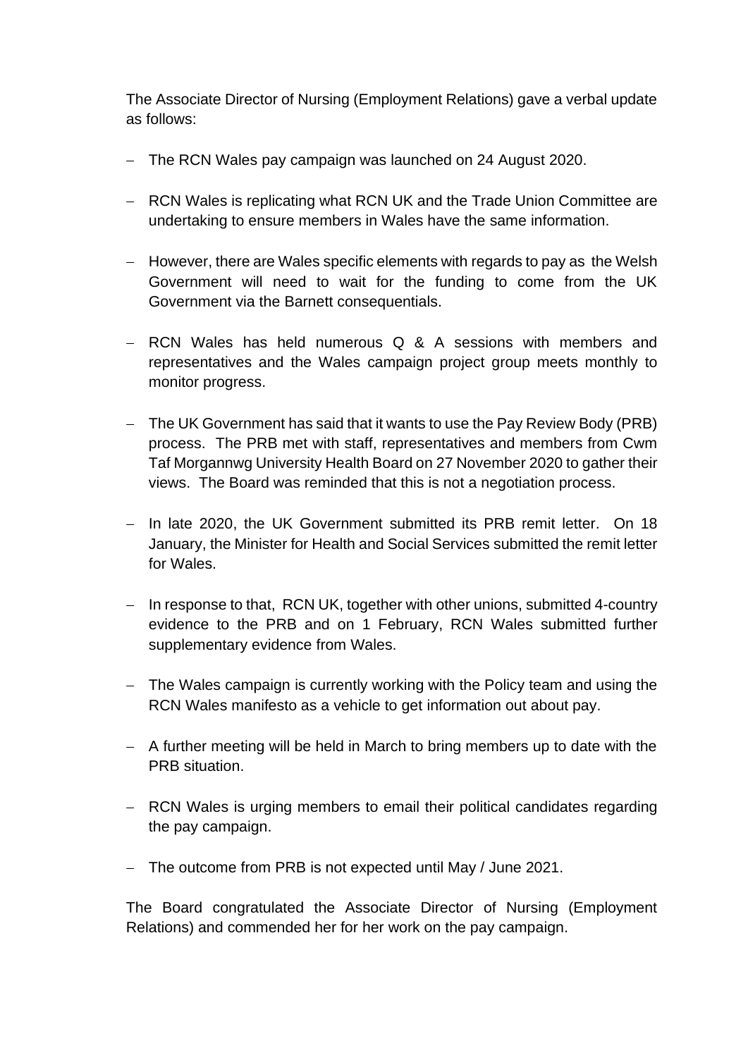The Associate Director of Nursing (Employment Relations) gave a verbal update as follows:

- The RCN Wales pay campaign was launched on 24 August 2020.
- RCN Wales is replicating what RCN UK and the Trade Union Committee are undertaking to ensure members in Wales have the same information.
- However, there are Wales specific elements with regards to pay as the Welsh Government will need to wait for the funding to come from the UK Government via the Barnett consequentials.
- RCN Wales has held numerous Q & A sessions with members and representatives and the Wales campaign project group meets monthly to monitor progress.
- The UK Government has said that it wants to use the Pay Review Body (PRB) process. The PRB met with staff, representatives and members from Cwm Taf Morgannwg University Health Board on 27 November 2020 to gather their views. The Board was reminded that this is not a negotiation process.
- In late 2020, the UK Government submitted its PRB remit letter. On 18 January, the Minister for Health and Social Services submitted the remit letter for Wales.
- In response to that, RCN UK, together with other unions, submitted 4-country evidence to the PRB and on 1 February, RCN Wales submitted further supplementary evidence from Wales.
- The Wales campaign is currently working with the Policy team and using the RCN Wales manifesto as a vehicle to get information out about pay.
- A further meeting will be held in March to bring members up to date with the PRB situation.
- RCN Wales is urging members to email their political candidates regarding the pay campaign.
- The outcome from PRB is not expected until May / June 2021.

The Board congratulated the Associate Director of Nursing (Employment Relations) and commended her for her work on the pay campaign.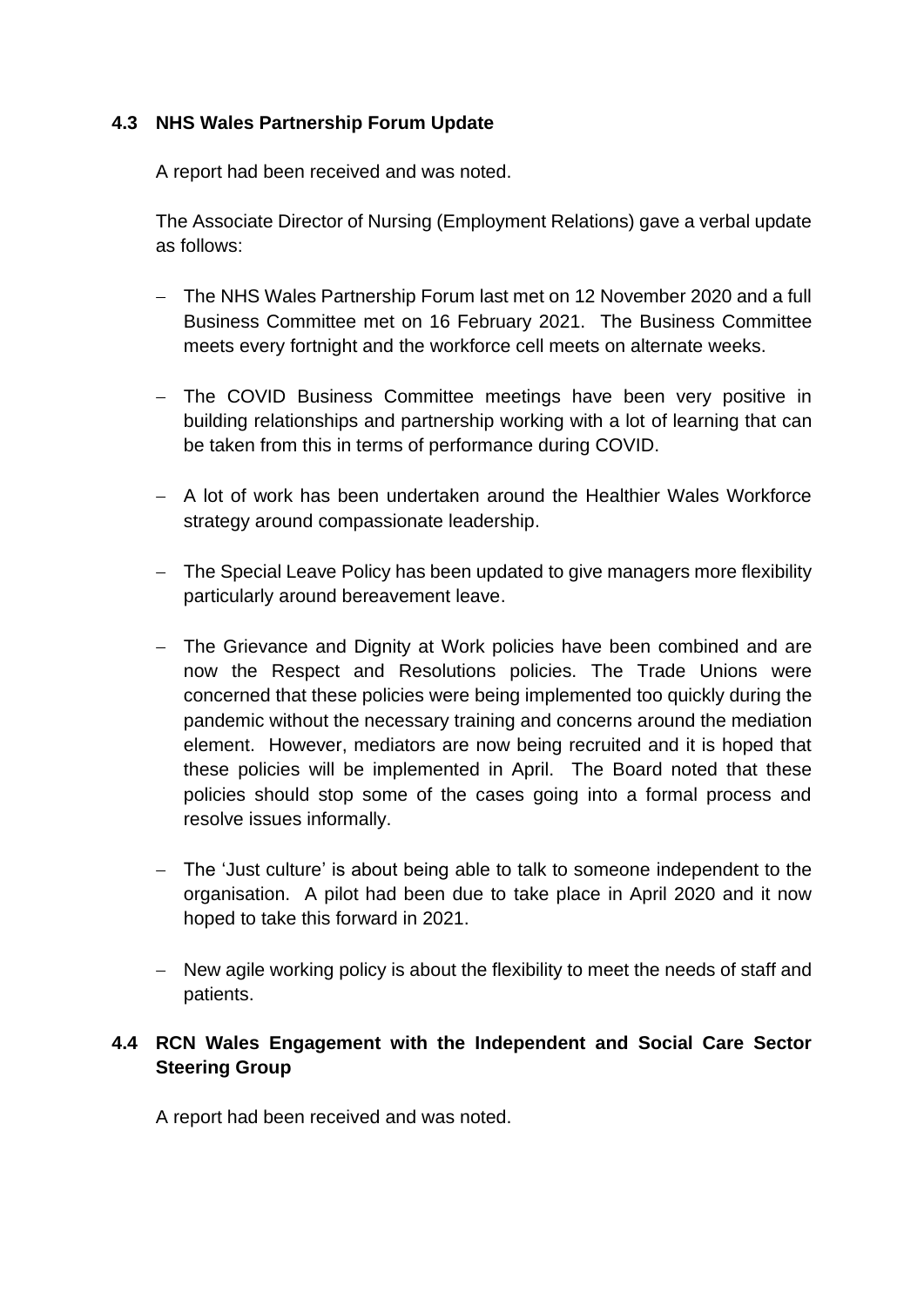### 4.3 NHS Wales Partnership Forum Update

A report had been received and was noted.

The Associate Director of Nursing (Employment Relations) gave a verbal update as follows:

- The NHS Wales Partnership Forum last met on 12 November 2020 and a full Business Committee met on 16 February 2021. The Business Committee meets every fortnight and the workforce cell meets on alternate weeks.

- The COVID Business Committee meetings have been very positive in building relationships and partnership working with a lot of learning that can be taken from this in terms of performance during COVID.

- A lot of work has been undertaken around the Healthier Wales Workforce strategy around compassionate leadership.

- The Special Leave Policy has been updated to give managers more flexibility particularly around bereavement leave.

- The Grievance and Dignity at Work policies have been combined and are now the Respect and Resolutions policies. The Trade Unions were concerned that these policies were being implemented too quickly during the pandemic without the necessary training and concerns around the mediation element. However, mediators are now being recruited and it is hoped that these policies will be implemented in April. The Board noted that these policies should stop some of the cases going into a formal process and resolve issues informally.

- The 'Just culture' is about being able to talk to someone independent to the organisation. A pilot had been due to take place in April 2020 and it now hoped to take this forward in 2021.

- New agile working policy is about the flexibility to meet the needs of staff and patients.

### 4.4 RCN Wales Engagement with the Independent and Social Care Sector Steering Group

A report had been received and was noted.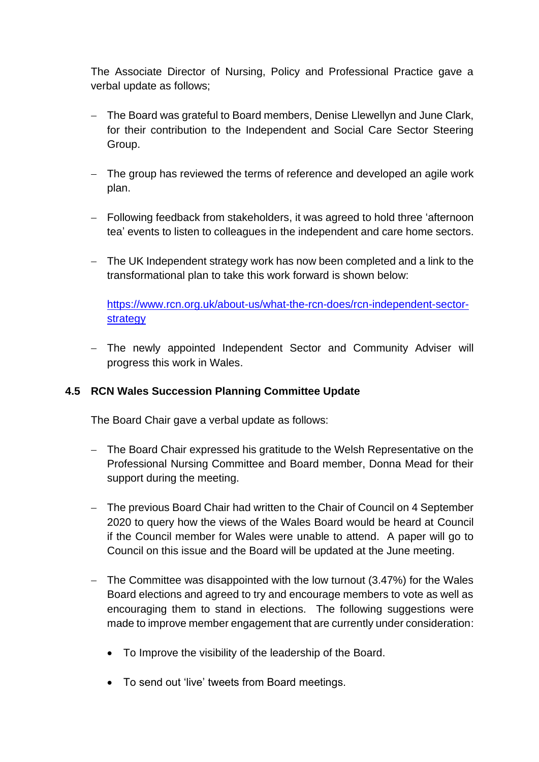The Associate Director of Nursing, Policy and Professional Practice gave a verbal update as follows;

- The Board was grateful to Board members, Denise Llewellyn and June Clark, for their contribution to the Independent and Social Care Sector Steering Group.

- The group has reviewed the terms of reference and developed an agile work plan.

- Following feedback from stakeholders, it was agreed to hold three 'afternoon tea' events to listen to colleagues in the independent and care home sectors.

- The UK Independent strategy work has now been completed and a link to the transformational plan to take this work forward is shown below:

  [https://www.rcn.org.uk/about-us/what-the-rcn-does/rcn-independent-sector-strategy](https://www.rcn.org.uk/about-us/what-the-rcn-does/rcn-independent-sector-strategy)

- The newly appointed Independent Sector and Community Adviser will progress this work in Wales.

### 4.5 RCN Wales Succession Planning Committee Update

The Board Chair gave a verbal update as follows:

- The Board Chair expressed his gratitude to the Welsh Representative on the Professional Nursing Committee and Board member, Donna Mead for their support during the meeting.

- The previous Board Chair had written to the Chair of Council on 4 September 2020 to query how the views of the Wales Board would be heard at Council if the Council member for Wales were unable to attend. A paper will go to Council on this issue and the Board will be updated at the June meeting.

- The Committee was disappointed with the low turnout (3.47%) for the Wales Board elections and agreed to try and encourage members to vote as well as encouraging them to stand in elections. The following suggestions were made to improve member engagement that are currently under consideration:

  - To Improve the visibility of the leadership of the Board.

  - To send out 'live' tweets from Board meetings.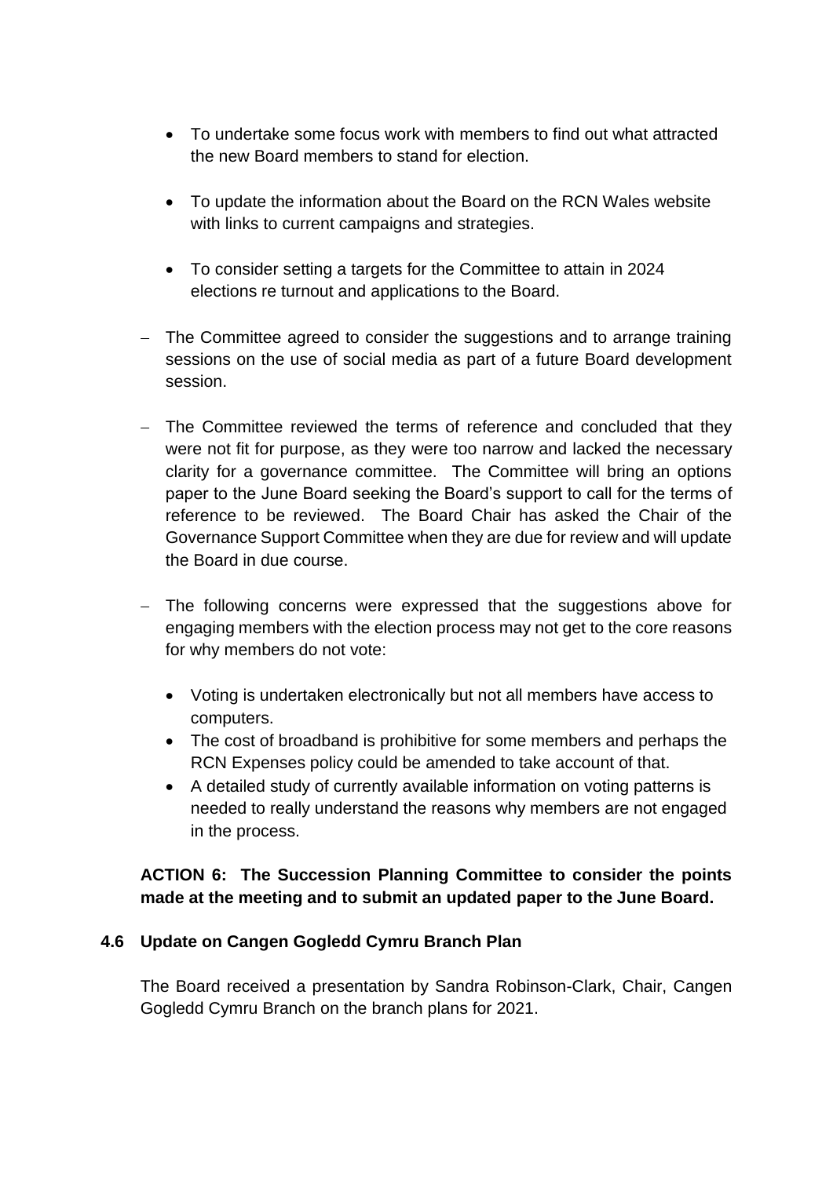- To undertake some focus work with members to find out what attracted the new Board members to stand for election.

- To update the information about the Board on the RCN Wales website with links to current campaigns and strategies.

- To consider setting a targets for the Committee to attain in 2024 elections re turnout and applications to the Board.

– The Committee agreed to consider the suggestions and to arrange training sessions on the use of social media as part of a future Board development session.

– The Committee reviewed the terms of reference and concluded that they were not fit for purpose, as they were too narrow and lacked the necessary clarity for a governance committee. The Committee will bring an options paper to the June Board seeking the Board's support to call for the terms of reference to be reviewed. The Board Chair has asked the Chair of the Governance Support Committee when they are due for review and will update the Board in due course.

– The following concerns were expressed that the suggestions above for engaging members with the election process may not get to the core reasons for why members do not vote:

  - Voting is undertaken electronically but not all members have access to computers.
  - The cost of broadband is prohibitive for some members and perhaps the RCN Expenses policy could be amended to take account of that.
  - A detailed study of currently available information on voting patterns is needed to really understand the reasons why members are not engaged in the process.

**ACTION 6: The Succession Planning Committee to consider the points made at the meeting and to submit an updated paper to the June Board.**

### 4.6 Update on Cangen Gogledd Cymru Branch Plan

The Board received a presentation by Sandra Robinson-Clark, Chair, Cangen Gogledd Cymru Branch on the branch plans for 2021.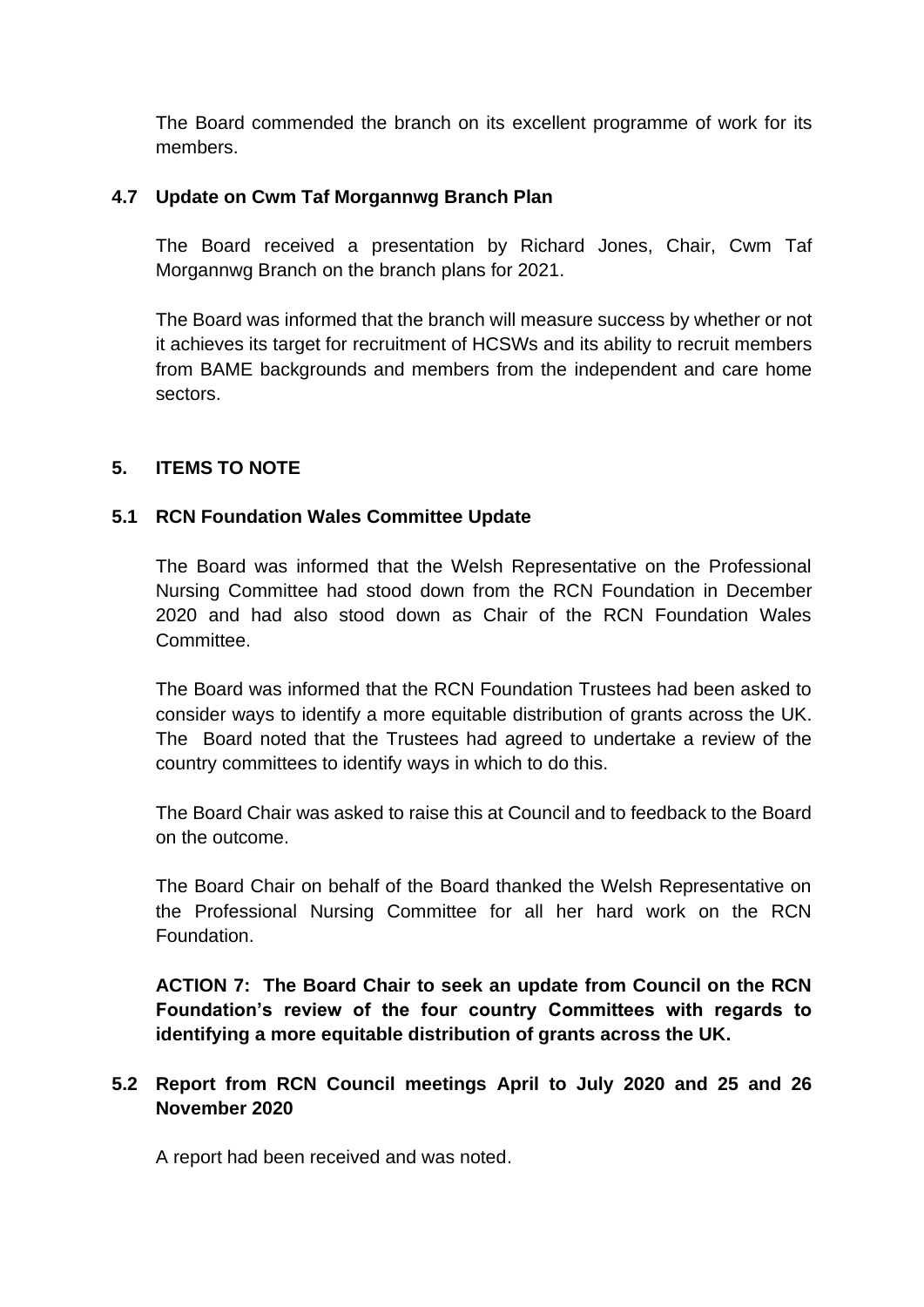The Board commended the branch on its excellent programme of work for its members.

### 4.7 Update on Cwm Taf Morgannwg Branch Plan

The Board received a presentation by Richard Jones, Chair, Cwm Taf Morgannwg Branch on the branch plans for 2021.

The Board was informed that the branch will measure success by whether or not it achieves its target for recruitment of HCSWs and its ability to recruit members from BAME backgrounds and members from the independent and care home sectors.

## 5. ITEMS TO NOTE

### 5.1 RCN Foundation Wales Committee Update

The Board was informed that the Welsh Representative on the Professional Nursing Committee had stood down from the RCN Foundation in December 2020 and had also stood down as Chair of the RCN Foundation Wales Committee.

The Board was informed that the RCN Foundation Trustees had been asked to consider ways to identify a more equitable distribution of grants across the UK. The Board noted that the Trustees had agreed to undertake a review of the country committees to identify ways in which to do this.

The Board Chair was asked to raise this at Council and to feedback to the Board on the outcome.

The Board Chair on behalf of the Board thanked the Welsh Representative on the Professional Nursing Committee for all her hard work on the RCN Foundation.

**ACTION 7: The Board Chair to seek an update from Council on the RCN Foundation's review of the four country Committees with regards to identifying a more equitable distribution of grants across the UK.**

### 5.2 Report from RCN Council meetings April to July 2020 and 25 and 26 November 2020

A report had been received and was noted.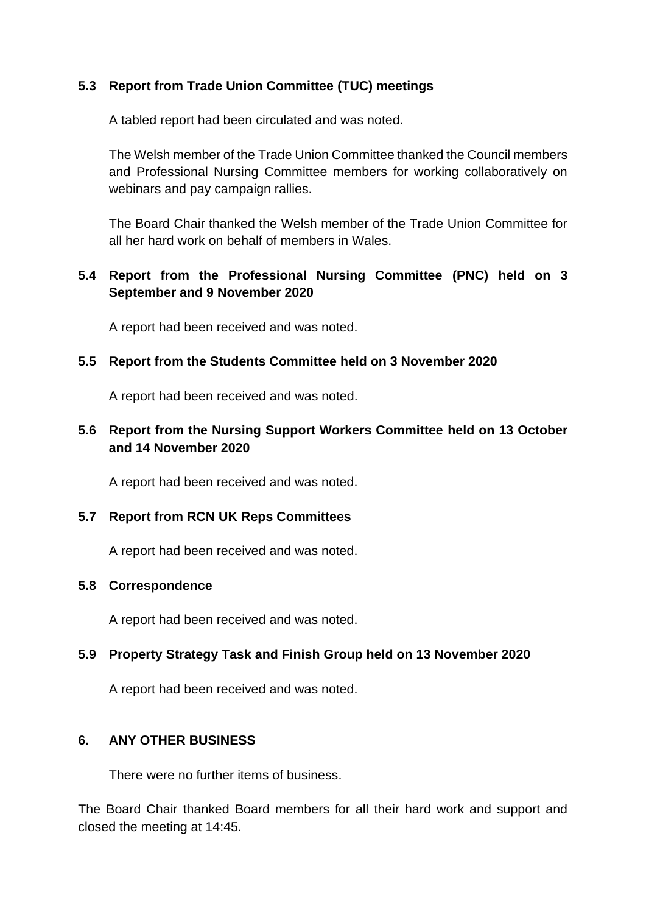### 5.3 Report from Trade Union Committee (TUC) meetings

A tabled report had been circulated and was noted.

The Welsh member of the Trade Union Committee thanked the Council members and Professional Nursing Committee members for working collaboratively on webinars and pay campaign rallies.

The Board Chair thanked the Welsh member of the Trade Union Committee for all her hard work on behalf of members in Wales.

### 5.4 Report from the Professional Nursing Committee (PNC) held on 3 September and 9 November 2020

A report had been received and was noted.

### 5.5 Report from the Students Committee held on 3 November 2020

A report had been received and was noted.

### 5.6 Report from the Nursing Support Workers Committee held on 13 October and 14 November 2020

A report had been received and was noted.

### 5.7 Report from RCN UK Reps Committees

A report had been received and was noted.

### 5.8 Correspondence

A report had been received and was noted.

### 5.9 Property Strategy Task and Finish Group held on 13 November 2020

A report had been received and was noted.

## 6. ANY OTHER BUSINESS

There were no further items of business.

The Board Chair thanked Board members for all their hard work and support and closed the meeting at 14:45.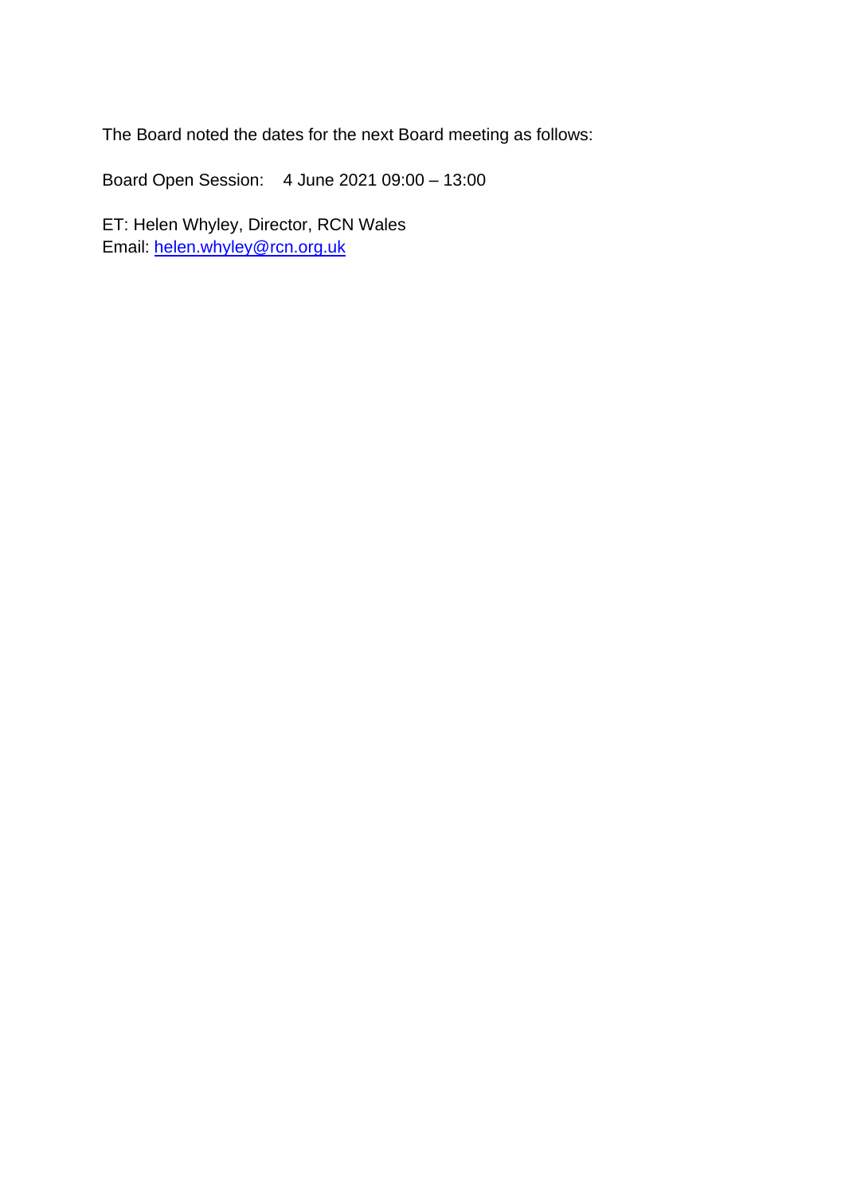The Board noted the dates for the next Board meeting as follows:

Board Open Session: 4 June 2021 09:00 – 13:00

ET: Helen Whyley, Director, RCN Wales
Email: helen.whyley@rcn.org.uk